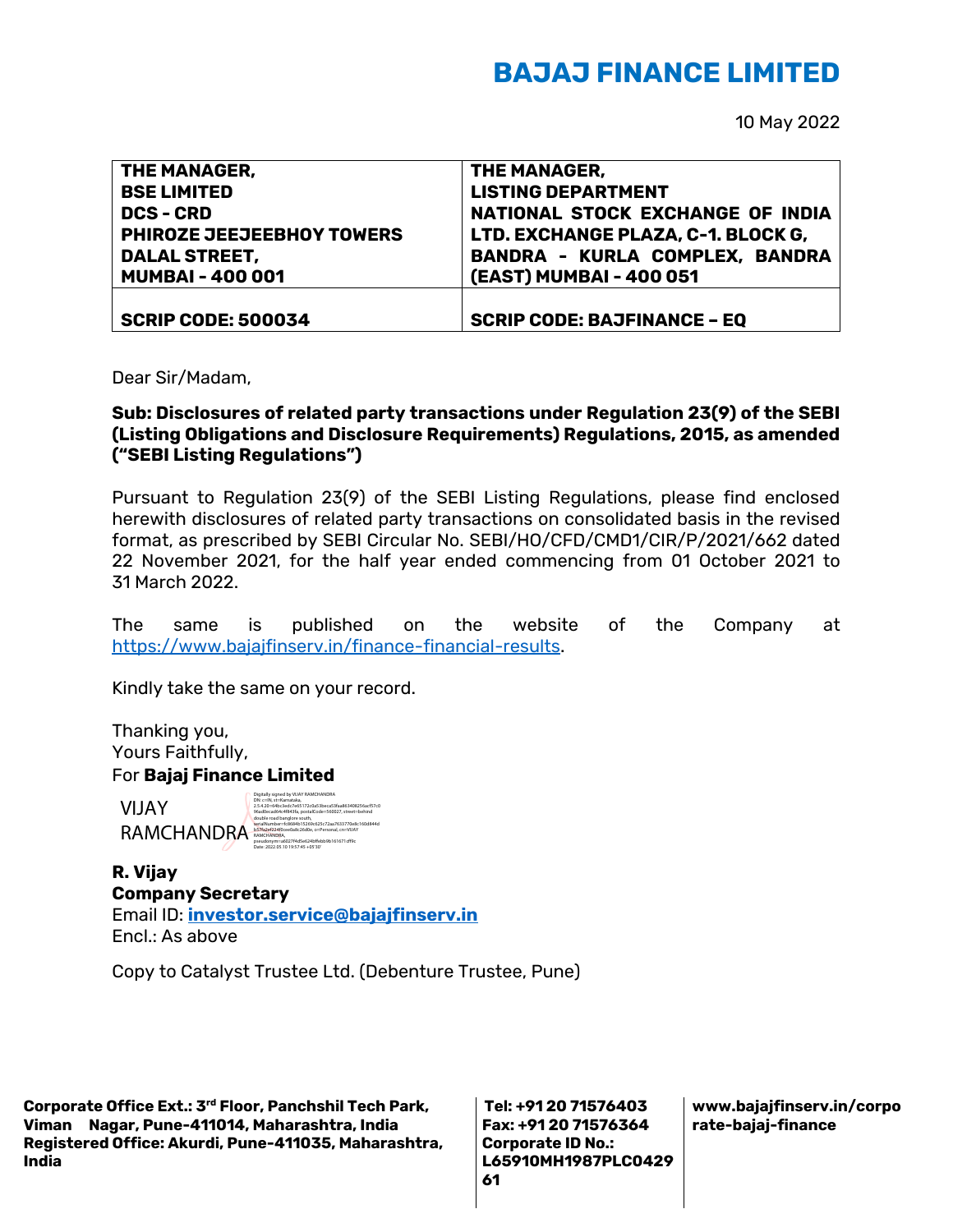# BAJAJ FINANCE LIMITED

10 May 2022

| THE MANAGER, BSE LIMITED DCS - CRD PHIROZE JEEJEEBHOY TOWERS DALAL STREET, MUMBAI - 400 001 | THE MANAGER, LISTING DEPARTMENT NATIONAL STOCK EXCHANGE OF INDIA LTD. EXCHANGE PLAZA, C-1. BLOCK G, BANDRA - KURLA COMPLEX, BANDRA (EAST) MUMBAI - 400 051 |
|---|---|
| **SCRIP CODE: 500034** | **SCRIP CODE: BAJFINANCE – EQ** |

Dear Sir/Madam,

**Sub: Disclosures of related party transactions under Regulation 23(9) of the SEBI (Listing Obligations and Disclosure Requirements) Regulations, 2015, as amended ("SEBI Listing Regulations")**

Pursuant to Regulation 23(9) of the SEBI Listing Regulations, please find enclosed herewith disclosures of related party transactions on consolidated basis in the revised format, as prescribed by SEBI Circular No. SEBI/HO/CFD/CMD1/CIR/P/2021/662 dated 22 November 2021, for the half year ended commencing from 01 October 2021 to 31 March 2022.

The same is published on the website of the Company at https://www.bajajfinserv.in/finance-financial-results.

Kindly take the same on your record.

Thanking you,
Yours Faithfully,
For **Bajaj Finance Limited**

VIJAY RAMCHANDRA

Digitally signed by VIJAY RAMCHANDRA
Date: 2022.05.10 19:57:45 +05'30'

**R. Vijay**
**Company Secretary**
Email ID: **investor.service@bajajfinserv.in**
Encl.: As above

Copy to Catalyst Trustee Ltd. (Debenture Trustee, Pune)

**Corporate Office Ext.: 3rd Floor, Panchshil Tech Park, Viman Nagar, Pune-411014, Maharashtra, India**
**Registered Office: Akurdi, Pune-411035, Maharashtra, India**

**Tel: +91 20 71576403**
**Fax: +91 20 71576364**
**Corporate ID No.: L65910MH1987PLC042961**

**www.bajajfinserv.in/corporate-bajaj-finance**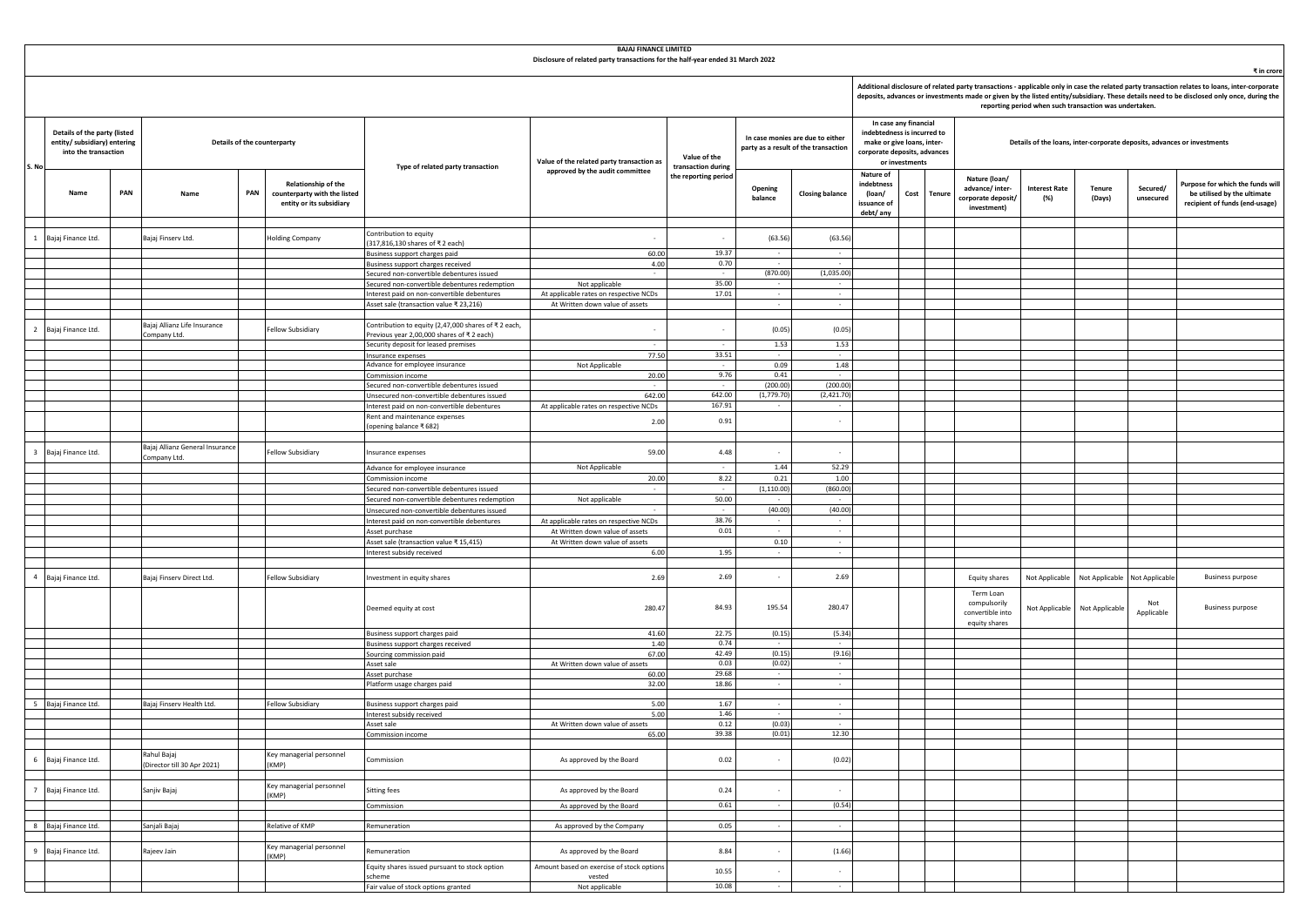**BAJAJ FINANCE LIMITED**

**Disclosure of related party transactions for the half-year ended 31 March 2022**

₹ in crore

Additional disclosure of related party transactions - applicable only in case the related party transaction relates to loans, inter-corporate deposits, advances or investments made or given by the listed entity/subsidiary. These details need to be disclosed only once, during the reporting period when such transaction was undertaken.

| S. No | Details of the party (listed entity/ subsidiary) entering into the transaction | | Details of the counterparty | | | Type of related party transaction | Value of the related party transaction as approved by the audit committee | Value of the transaction during the reporting period | In case monies are due to either party as a result of the transaction | | In case any financial indebtedness is incurred to make or give loans, inter-corporate deposits, advances or investments | | | Details of the loans, inter-corporate deposits, advances or investments | | | | |
|---|---|---|---|---|---|---|---|---|---|---|---|---|---|---|---|---|---|---|
| | Name | PAN | Name | PAN | Relationship of the counterparty with the listed entity or its subsidiary | | | | Opening balance | Closing balance | Nature of indebtness (loan/ issuance of debt/ any | Cost | Tenure | Nature (loan/ advance/ inter-corporate deposit/ investment) | Interest Rate (%) | Tenure (Days) | Secured/ unsecured | Purpose for which the funds will be utilised by the ultimate recipient of funds (end-usage) |
| 1 | Bajaj Finance Ltd. | | Bajaj Finserv Ltd. | | Holding Company | Contribution to equity (317,816,130 shares of ₹ 2 each) | - | - | (63.56) | (63.56) | | | | | | | | |
| | | | | | | Business support charges paid | 60.00 | 19.37 | - | - | | | | | | | | |
| | | | | | | Business support charges received | 4.00 | 0.70 | - | - | | | | | | | | |
| | | | | | | Secured non-convertible debentures issued | - | - | (870.00) | (1,035.00) | | | | | | | | |
| | | | | | | Secured non-convertible debentures redemption | Not applicable | 35.00 | - | - | | | | | | | | |
| | | | | | | Interest paid on non-convertible debentures | At applicable rates on respective NCDs | 17.01 | - | - | | | | | | | | |
| | | | | | | Asset sale (transaction value ₹ 23,216) | At Written down value of assets | | - | - | | | | | | | | |
| 2 | Bajaj Finance Ltd. | | Bajaj Allianz Life Insurance Company Ltd. | | Fellow Subsidiary | Contribution to equity (2,47,000 shares of ₹ 2 each, Previous year 2,00,000 shares of ₹ 2 each) | - | - | (0.05) | (0.05) | | | | | | | | |
| | | | | | | Security deposit for leased premises | - | - | 1.53 | 1.53 | | | | | | | | |
| | | | | | | Insurance expenses | 77.50 | 33.51 | - | - | | | | | | | | |
| | | | | | | Advance for employee insurance | Not Applicable | | 0.09 | 1.48 | | | | | | | | |
| | | | | | | Commission income | 20.00 | 9.76 | 0.41 | - | | | | | | | | |
| | | | | | | Secured non-convertible debentures issued | - | - | (200.00) | (200.00) | | | | | | | | |
| | | | | | | Unsecured non-convertible debentures issued | 642.00 | 642.00 | (1,779.70) | (2,421.70) | | | | | | | | |
| | | | | | | Interest paid on non-convertible debentures | At applicable rates on respective NCDs | 167.91 | - | - | | | | | | | | |
| | | | | | | Rent and maintenance expenses (opening balance ₹ 682) | 2.00 | 0.91 | | - | | | | | | | | |
| 3 | Bajaj Finance Ltd. | | Bajaj Allianz General Insurance Company Ltd. | | Fellow Subsidiary | Insurance expenses | 59.00 | 4.48 | - | - | | | | | | | | |
| | | | | | | Advance for employee insurance | Not Applicable | - | 1.44 | 52.29 | | | | | | | | |
| | | | | | | Commission income | 20.00 | 8.22 | 0.21 | 1.00 | | | | | | | | |
| | | | | | | Secured non-convertible debentures issued | - | - | (1,110.00) | (860.00) | | | | | | | | |
| | | | | | | Secured non-convertible debentures redemption | Not applicable | 50.00 | - | | | | | | | | | |
| | | | | | | Unsecured non-convertible debentures issued | - | - | (40.00) | (40.00) | | | | | | | | |
| | | | | | | Interest paid on non-convertible debentures | At applicable rates on respective NCDs | 38.76 | - | - | | | | | | | | |
| | | | | | | Asset purchase | At Written down value of assets | 0.01 | - | - | | | | | | | | |
| | | | | | | Asset sale (transaction value ₹ 15,415) | At Written down value of assets | | 0.10 | - | | | | | | | | |
| | | | | | | Interest subsidy received | 6.00 | 1.95 | - | - | | | | | | | | |
| 4 | Bajaj Finance Ltd. | | Bajaj Finserv Direct Ltd. | | Fellow Subsidiary | Investment in equity shares | 2.69 | 2.69 | - | 2.69 | | | | Equity shares | Not Applicable | Not Applicable | Not Applicable | Business purpose |
| | | | | | | Deemed equity at cost | 280.47 | 84.93 | 195.54 | 280.47 | | | | Term Loan compulsorily convertible into equity shares | Not Applicable | Not Applicable | Not Applicable | Business purpose |
| | | | | | | Business support charges paid | 41.60 | 22.75 | (0.15) | (5.34) | | | | | | | | |
| | | | | | | Business support charges received | 1.40 | 0.74 | - | - | | | | | | | | |
| | | | | | | Sourcing commission paid | 67.00 | 42.49 | (0.15) | (9.16) | | | | | | | | |
| | | | | | | Asset sale | At Written down value of assets | 0.03 | (0.02) | - | | | | | | | | |
| | | | | | | Asset purchase | 60.00 | 29.68 | - | - | | | | | | | | |
| | | | | | | Platform usage charges paid | 32.00 | 18.86 | - | - | | | | | | | | |
| 5 | Bajaj Finance Ltd. | | Bajaj Finserv Health Ltd. | | Fellow Subsidiary | Business support charges paid | 5.00 | 1.67 | - | - | | | | | | | | |
| | | | | | | Interest subsidy received | 5.00 | 1.46 | - | - | | | | | | | | |
| | | | | | | Asset sale | At Written down value of assets | 0.12 | (0.03) | - | | | | | | | | |
| | | | | | | Commission income | 65.00 | 39.38 | (0.01) | 12.30 | | | | | | | | |
| 6 | Bajaj Finance Ltd. | | Rahul Bajaj (Director till 30 Apr 2021) | | Key managerial personnel (KMP) | Commission | As approved by the Board | 0.02 | - | (0.02) | | | | | | | | |
| 7 | Bajaj Finance Ltd. | | Sanjiv Bajaj | | Key managerial personnel (KMP) | Sitting fees | As approved by the Board | 0.24 | - | - | | | | | | | | |
| | | | | | | Commission | As approved by the Board | 0.61 | - | (0.54) | | | | | | | | |
| 8 | Bajaj Finance Ltd. | | Sanjali Bajaj | | Relative of KMP | Remuneration | As approved by the Company | 0.05 | - | - | | | | | | | | |
| 9 | Bajaj Finance Ltd. | | Rajeev Jain | | Key managerial personnel (KMP) | Remuneration | As approved by the Board | 8.84 | - | (1.66) | | | | | | | | |
| | | | | | | Equity shares issued pursuant to stock option scheme | Amount based on exercise of stock options vested | 10.55 | - | - | | | | | | | | |
| | | | | | | Fair value of stock options granted | Not applicable | 10.08 | - | - | | | | | | | | |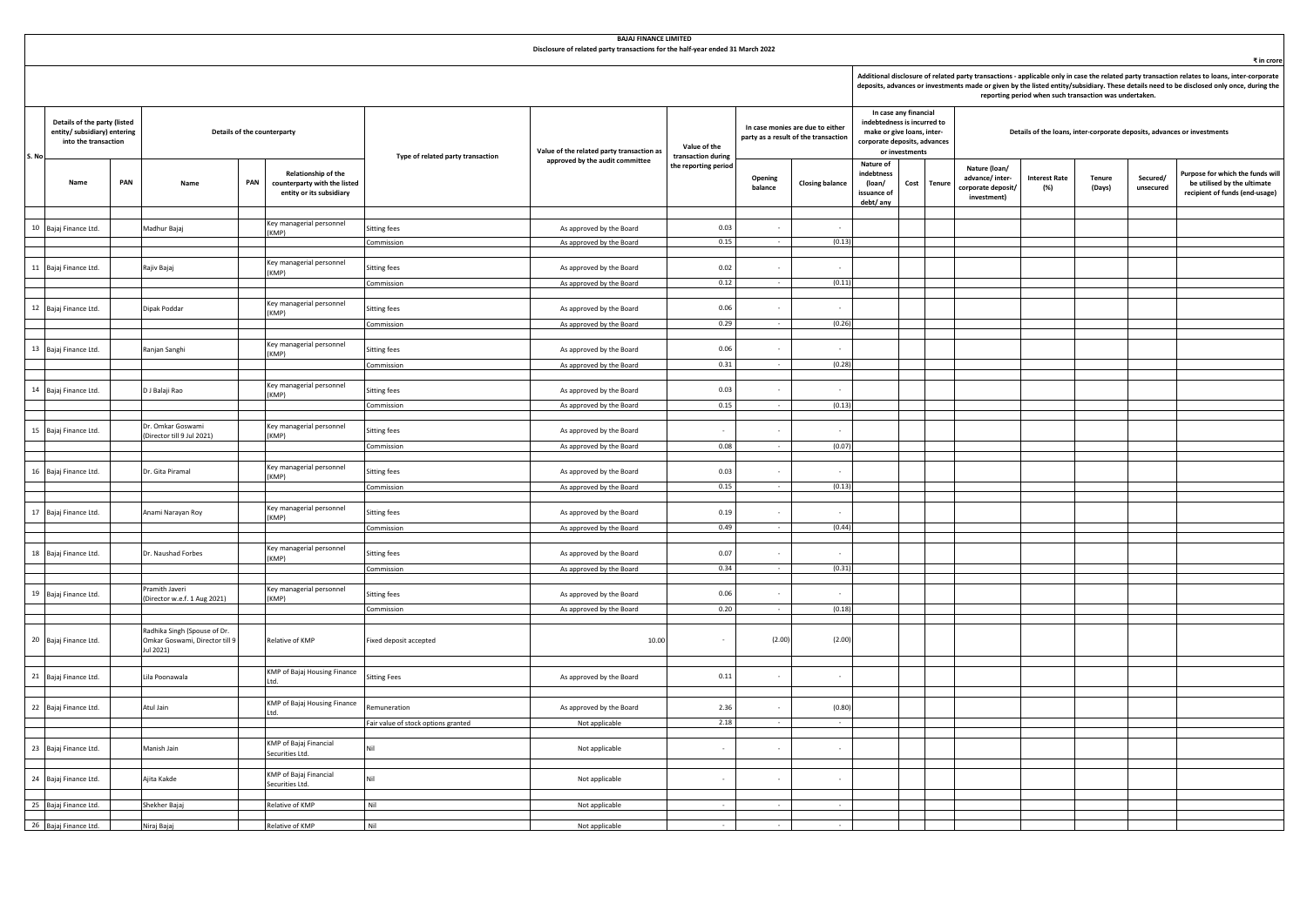# BAJAJ FINANCE LIMITED

## Disclosure of related party transactions for the half-year ended 31 March 2022

₹ in crore

Additional disclosure of related party transactions - applicable only in case the related party transaction relates to loans, inter-corporate deposits, advances or investments made or given by the listed entity/subsidiary. These details need to be disclosed only once, during the reporting period when such transaction was undertaken.

| S. No | Details of the party (listed entity/ subsidiary) entering into the transaction | | Details of the counterparty | | | Type of related party transaction | Value of the related party transaction as approved by the audit committee | Value of the transaction during the reporting period | In case monies are due to either party as a result of the transaction | | In case any financial indebtedness is incurred to make or give loans, inter-corporate deposits, advances or investments | | | Details of the loans, inter-corporate deposits, advances or investments | | | | |
|---|---|---|---|---|---|---|---|---|---|---|---|---|---|---|---|---|---|---|
| | Name | PAN | Name | PAN | Relationship of the counterparty with the listed entity or its subsidiary | | | | Opening balance | Closing balance | Nature of indebtness (loan/ issuance of debt/ any | Cost | Tenure | Nature (loan/ advance/ inter-corporate deposit/ investment) | Interest Rate (%) | Tenure (Days) | Secured/ unsecured | Purpose for which the funds will be utilised by the ultimate recipient of funds (end-usage) |
| 10 | Bajaj Finance Ltd. | | Madhur Bajaj | | Key managerial personnel (KMP) | Sitting fees | As approved by the Board | 0.03 | - | - | | | | | | | | |
| | | | | | | Commission | As approved by the Board | 0.15 | - | (0.13) | | | | | | | | |
| 11 | Bajaj Finance Ltd. | | Rajiv Bajaj | | Key managerial personnel (KMP) | Sitting fees | As approved by the Board | 0.02 | - | - | | | | | | | | |
| | | | | | | Commission | As approved by the Board | 0.12 | - | (0.11) | | | | | | | | |
| 12 | Bajaj Finance Ltd. | | Dipak Poddar | | Key managerial personnel (KMP) | Sitting fees | As approved by the Board | 0.06 | - | - | | | | | | | | |
| | | | | | | Commission | As approved by the Board | 0.29 | - | (0.26) | | | | | | | | |
| 13 | Bajaj Finance Ltd. | | Ranjan Sanghi | | Key managerial personnel (KMP) | Sitting fees | As approved by the Board | 0.06 | - | - | | | | | | | | |
| | | | | | | Commission | As approved by the Board | 0.31 | - | (0.28) | | | | | | | | |
| 14 | Bajaj Finance Ltd. | | D J Balaji Rao | | Key managerial personnel (KMP) | Sitting fees | As approved by the Board | 0.03 | - | - | | | | | | | | |
| | | | | | | Commission | As approved by the Board | 0.15 | - | (0.13) | | | | | | | | |
| 15 | Bajaj Finance Ltd. | | Dr. Omkar Goswami (Director till 9 Jul 2021) | | Key managerial personnel (KMP) | Sitting fees | As approved by the Board | - | - | - | | | | | | | | |
| | | | | | | Commission | As approved by the Board | 0.08 | - | (0.07) | | | | | | | | |
| 16 | Bajaj Finance Ltd. | | Dr. Gita Piramal | | Key managerial personnel (KMP) | Sitting fees | As approved by the Board | 0.03 | - | - | | | | | | | | |
| | | | | | | Commission | As approved by the Board | 0.15 | - | (0.13) | | | | | | | | |
| 17 | Bajaj Finance Ltd. | | Anami Narayan Roy | | Key managerial personnel (KMP) | Sitting fees | As approved by the Board | 0.19 | - | - | | | | | | | | |
| | | | | | | Commission | As approved by the Board | 0.49 | - | (0.44) | | | | | | | | |
| 18 | Bajaj Finance Ltd. | | Dr. Naushad Forbes | | Key managerial personnel (KMP) | Sitting fees | As approved by the Board | 0.07 | - | - | | | | | | | | |
| | | | | | | Commission | As approved by the Board | 0.34 | - | (0.31) | | | | | | | | |
| 19 | Bajaj Finance Ltd. | | Pramith Javeri (Director w.e.f. 1 Aug 2021) | | Key managerial personnel (KMP) | Sitting fees | As approved by the Board | 0.06 | - | - | | | | | | | | |
| | | | | | | Commission | As approved by the Board | 0.20 | - | (0.18) | | | | | | | | |
| 20 | Bajaj Finance Ltd. | | Radhika Singh (Spouse of Dr. Omkar Goswami, Director till 9 Jul 2021) | | Relative of KMP | Fixed deposit accepted | 10.00 | - | (2.00) | (2.00) | | | | | | | | |
| 21 | Bajaj Finance Ltd. | | Lila Poonawala | | KMP of Bajaj Housing Finance Ltd. | Sitting Fees | As approved by the Board | 0.11 | - | - | | | | | | | | |
| 22 | Bajaj Finance Ltd. | | Atul Jain | | KMP of Bajaj Housing Finance Ltd. | Remuneration | As approved by the Board | 2.36 | - | (0.80) | | | | | | | | |
| | | | | | | Fair value of stock options granted | Not applicable | 2.18 | - | - | | | | | | | | |
| 23 | Bajaj Finance Ltd. | | Manish Jain | | KMP of Bajaj Financial Securities Ltd. | Nil | Not applicable | - | - | - | | | | | | | | |
| 24 | Bajaj Finance Ltd. | | Ajita Kakde | | KMP of Bajaj Financial Securities Ltd. | Nil | Not applicable | - | - | - | | | | | | | | |
| 25 | Bajaj Finance Ltd. | | Shekher Bajaj | | Relative of KMP | Nil | Not applicable | - | - | - | | | | | | | | |
| 26 | Bajaj Finance Ltd. | | Niraj Bajaj | | Relative of KMP | Nil | Not applicable | - | - | - | | | | | | | | |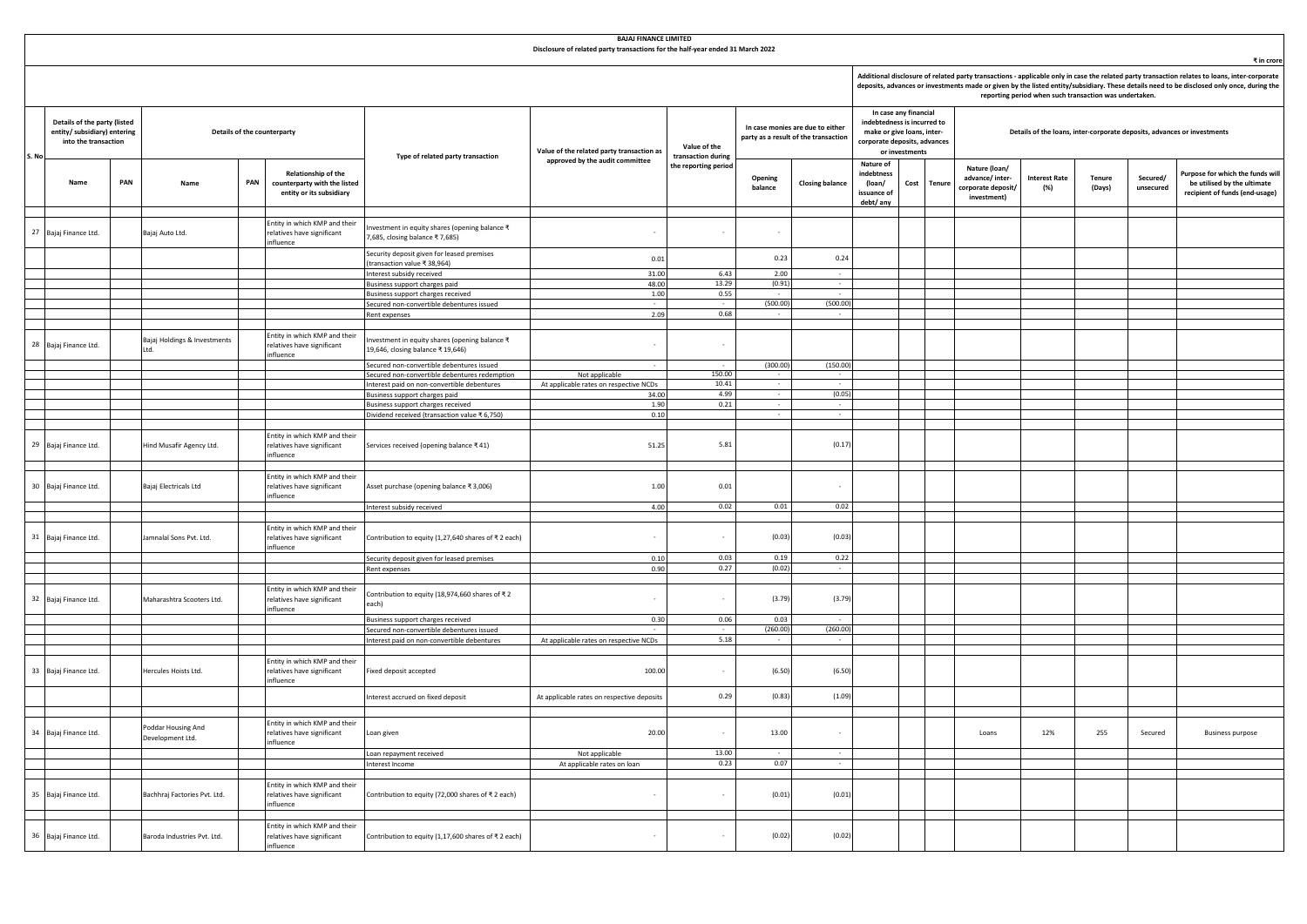**BAJAJ FINANCE LIMITED**

**Disclosure of related party transactions for the half-year ended 31 March 2022**

₹ in crore

| S. No | Details of the party (listed entity/ subsidiary) entering into the transaction | | Details of the counterparty | | | Type of related party transaction | Value of the related party transaction as approved by the audit committee | Value of the transaction during the reporting period | In case monies are due to either party as a result of the transaction | | Additional disclosure of related party transactions - applicable only in case the related party transaction relates to loans, inter-corporate deposits, advances or investments made or given by the listed entity/subsidiary. These details need to be disclosed only once, during the reporting period when such transaction was undertaken. In case any financial indebtedness is incurred to make or give loans, inter-corporate deposits, advances or investments | | | Details of the loans, inter-corporate deposits, advances or investments | | | | |
|---|---|---|---|---|---|---|---|---|---|---|---|---|---|---|---|---|---|---|
| | Name | PAN | Name | PAN | Relationship of the counterparty with the listed entity or its subsidiary | | | | Opening balance | Closing balance | Nature of indebtness (loan/ issuance of debt/ any | Cost | Tenure | Nature (loan/ advance/ inter-corporate deposit/ investment) | Interest Rate (%) | Tenure (Days) | Secured/ unsecured | Purpose for which the funds will be utilised by the ultimate recipient of funds (end-usage) |
| 27 | Bajaj Finance Ltd. | | Bajaj Auto Ltd. | | Entity in which KMP and their relatives have significant influence | Investment in equity shares (opening balance ₹ 7,685, closing balance ₹ 7,685) | - | - | - | | | | | | | | | |
| | | | | | | Security deposit given for leased premises (transaction value ₹ 38,964) | 0.01 | | 0.23 | 0.24 | | | | | | | | |
| | | | | | | Interest subsidy received | 31.00 | 6.43 | 2.00 | - | | | | | | | | |
| | | | | | | Business support charges paid | 48.00 | 13.29 | (0.91) | - | | | | | | | | |
| | | | | | | Business support charges received | 1.00 | 0.55 | - | - | | | | | | | | |
| | | | | | | Secured non-convertible debentures issued | - | - | (500.00) | (500.00) | | | | | | | | |
| | | | | | | Rent expenses | 2.09 | 0.68 | - | - | | | | | | | | |
| 28 | Bajaj Finance Ltd. | | Bajaj Holdings & Investments Ltd. | | Entity in which KMP and their relatives have significant influence | Investment in equity shares (opening balance ₹ 19,646, closing balance ₹ 19,646) | - | - | | | | | | | | | | |
| | | | | | | Secured non-convertible debentures issued | - | - | (300.00) | (150.00) | | | | | | | | |
| | | | | | | Secured non-convertible debentures redemption | Not applicable | 150.00 | - | - | | | | | | | | |
| | | | | | | Interest paid on non-convertible debentures | At applicable rates on respective NCDs | 10.41 | - | - | | | | | | | | |
| | | | | | | Business support charges paid | 34.00 | 4.99 | - | (0.05) | | | | | | | | |
| | | | | | | Business support charges received | 1.90 | 0.21 | - | - | | | | | | | | |
| | | | | | | Dividend received (transaction value ₹ 6,750) | 0.10 | | - | - | | | | | | | | |
| 29 | Bajaj Finance Ltd. | | Hind Musafir Agency Ltd. | | Entity in which KMP and their relatives have significant influence | Services received (opening balance ₹ 41) | 51.25 | 5.81 | | (0.17) | | | | | | | | |
| 30 | Bajaj Finance Ltd. | | Bajaj Electricals Ltd | | Entity in which KMP and their relatives have significant influence | Asset purchase (opening balance ₹ 3,006) | 1.00 | 0.01 | | - | | | | | | | | |
| | | | | | | Interest subsidy received | 4.00 | 0.02 | 0.01 | 0.02 | | | | | | | | |
| 31 | Bajaj Finance Ltd. | | Jamnalal Sons Pvt. Ltd. | | Entity in which KMP and their relatives have significant influence | Contribution to equity (1,27,640 shares of ₹ 2 each) | - | - | (0.03) | (0.03) | | | | | | | | |
| | | | | | | Security deposit given for leased premises | 0.10 | 0.03 | 0.19 | 0.22 | | | | | | | | |
| | | | | | | Rent expenses | 0.90 | 0.27 | (0.02) | - | | | | | | | | |
| 32 | Bajaj Finance Ltd. | | Maharashtra Scooters Ltd. | | Entity in which KMP and their relatives have significant influence | Contribution to equity (18,974,660 shares of ₹ 2 each) | - | - | (3.79) | (3.79) | | | | | | | | |
| | | | | | | Business support charges received | 0.30 | 0.06 | 0.03 | - | | | | | | | | |
| | | | | | | Secured non-convertible debentures issued | - | - | (260.00) | (260.00) | | | | | | | | |
| | | | | | | Interest paid on non-convertible debentures | At applicable rates on respective NCDs | 5.18 | - | - | | | | | | | | |
| 33 | Bajaj Finance Ltd. | | Hercules Hoists Ltd. | | Entity in which KMP and their relatives have significant influence | Fixed deposit accepted | 100.00 | - | (6.50) | (6.50) | | | | | | | | |
| | | | | | | Interest accrued on fixed deposit | At applicable rates on respective deposits | 0.29 | (0.83) | (1.09) | | | | | | | | |
| 34 | Bajaj Finance Ltd. | | Poddar Housing And Development Ltd. | | Entity in which KMP and their relatives have significant influence | Loan given | 20.00 | - | 13.00 | - | | | | Loans | 12% | 255 | Secured | Business purpose |
| | | | | | | Loan repayment received | Not applicable | 13.00 | - | - | | | | | | | | |
| | | | | | | Interest Income | At applicable rates on loan | 0.23 | 0.07 | - | | | | | | | | |
| 35 | Bajaj Finance Ltd. | | Bachhraj Factories Pvt. Ltd. | | Entity in which KMP and their relatives have significant influence | Contribution to equity (72,000 shares of ₹ 2 each) | - | - | (0.01) | (0.01) | | | | | | | | |
| 36 | Bajaj Finance Ltd. | | Baroda Industries Pvt. Ltd. | | Entity in which KMP and their relatives have significant influence | Contribution to equity (1,17,600 shares of ₹ 2 each) | - | - | (0.02) | (0.02) | | | | | | | | |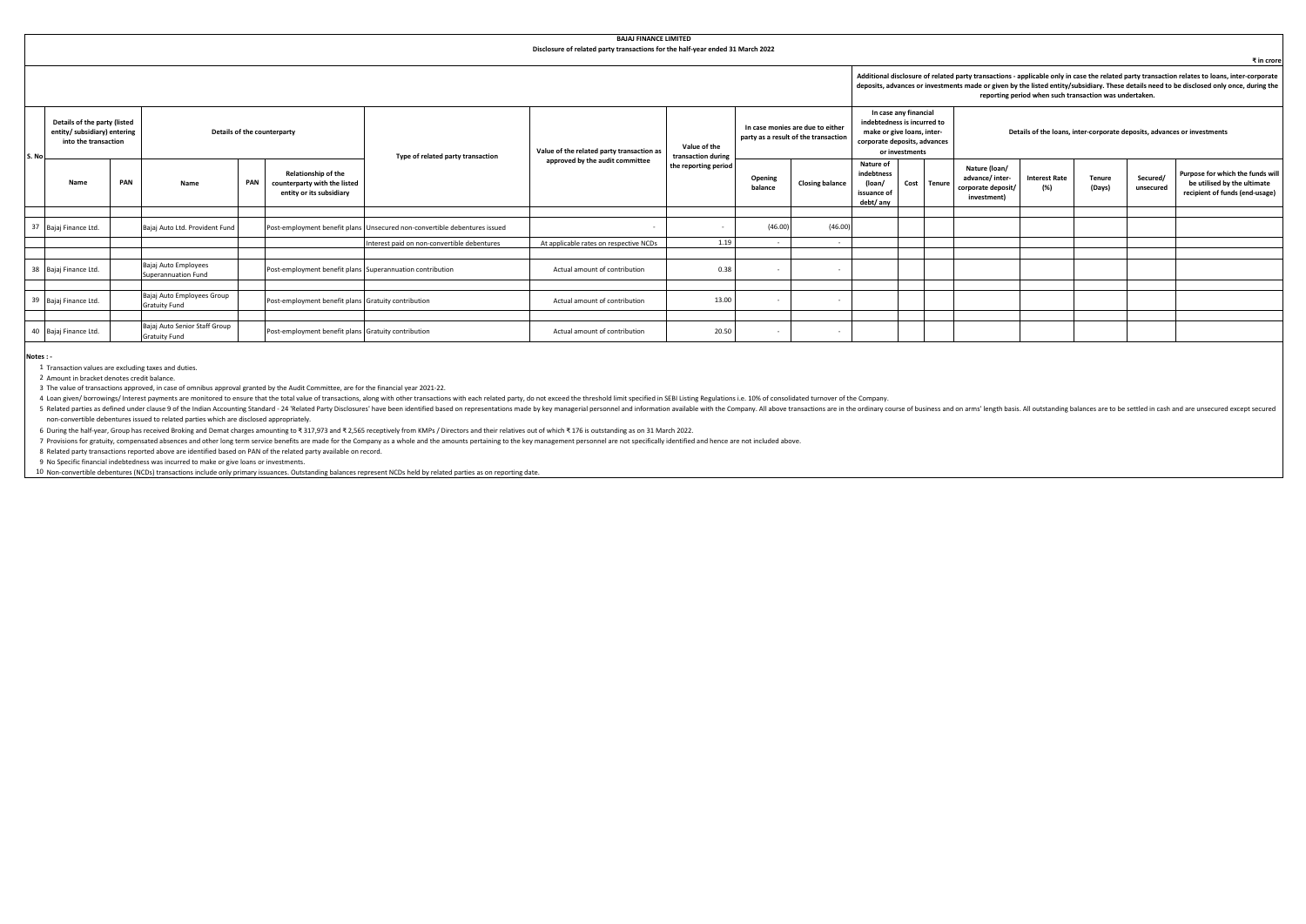**BAJAJ FINANCE LIMITED**

**Disclosure of related party transactions for the half-year ended 31 March 2022**

₹ in crore

| S. No | Details of the party (listed entity/ subsidiary) entering into the transaction | | Details of the counterparty | | | Type of related party transaction | Value of the related party transaction as approved by the audit committee | Value of the transaction during the reporting period | In case monies are due to either party as a result of the transaction | | Additional disclosure of related party transactions - applicable only in case the related party transaction relates to loans, inter-corporate deposits, advances or investments made or given by the listed entity/subsidiary. These details need to be disclosed only once, during the reporting period when such transaction was undertaken. In case any financial indebtedness is incurred to make or give loans, inter-corporate deposits, advances or investments | | | Details of the loans, inter-corporate deposits, advances or investments | | | | |
|---|---|---|---|---|---|---|---|---|---|---|---|---|---|---|---|---|---|---|
| | Name | PAN | Name | PAN | Relationship of the counterparty with the listed entity or its subsidiary | | | | Opening balance | Closing balance | Nature of indebtness (loan/ issuance of debt/ any | Cost | Tenure | Nature (loan/ advance/ inter-corporate deposit/ investment) | Interest Rate (%) | Tenure (Days) | Secured/ unsecured | Purpose for which the funds will be utilised by the ultimate recipient of funds (end-usage) |
| 37 | Bajaj Finance Ltd. | | Bajaj Auto Ltd. Provident Fund | | Post-employment benefit plans | Unsecured non-convertible debentures issued | - | - | (46.00) | (46.00) | | | | | | | | |
| | | | | | | Interest paid on non-convertible debentures | At applicable rates on respective NCDs | 1.19 | - | - | | | | | | | | |
| 38 | Bajaj Finance Ltd. | | Bajaj Auto Employees Superannuation Fund | | Post-employment benefit plans | Superannuation contribution | Actual amount of contribution | 0.38 | - | - | | | | | | | | |
| 39 | Bajaj Finance Ltd. | | Bajaj Auto Employees Group Gratuity Fund | | Post-employment benefit plans | Gratuity contribution | Actual amount of contribution | 13.00 | - | - | | | | | | | | |
| 40 | Bajaj Finance Ltd. | | Bajaj Auto Senior Staff Group Gratuity Fund | | Post-employment benefit plans | Gratuity contribution | Actual amount of contribution | 20.50 | - | - | | | | | | | | |

**Notes : -**

1 Transaction values are excluding taxes and duties.

2 Amount in bracket denotes credit balance.

3 The value of transactions approved, in case of omnibus approval granted by the Audit Committee, are for the financial year 2021-22.

4 Loan given/ borrowings/ Interest payments are monitored to ensure that the total value of transactions, along with other transactions with each related party, do not exceed the threshold limit specified in SEBI Listing Regulations i.e. 10% of consolidated turnover of the Company.

5 Related parties as defined under clause 9 of the Indian Accounting Standard - 24 'Related Party Disclosures' have been identified based on representations made by key managerial personnel and information available with the Company. All above transactions are in the ordinary course of business and on arms' length basis. All outstanding balances are to be settled in cash and are unsecured except secured non-convertible debentures issued to related parties which are disclosed appropriately.

6 During the half-year, Group has received Broking and Demat charges amounting to ₹ 317,973 and ₹ 2,565 receptively from KMPs / Directors and their relatives out of which ₹ 176 is outstanding as on 31 March 2022.

7 Provisions for gratuity, compensated absences and other long term service benefits are made for the Company as a whole and the amounts pertaining to the key management personnel are not specifically identified and hence are not included above.

8 Related party transactions reported above are identified based on PAN of the related party available on record.

9 No Specific financial indebtedness was incurred to make or give loans or investments.

10 Non-convertible debentures (NCDs) transactions include only primary issuances. Outstanding balances represent NCDs held by related parties as on reporting date.